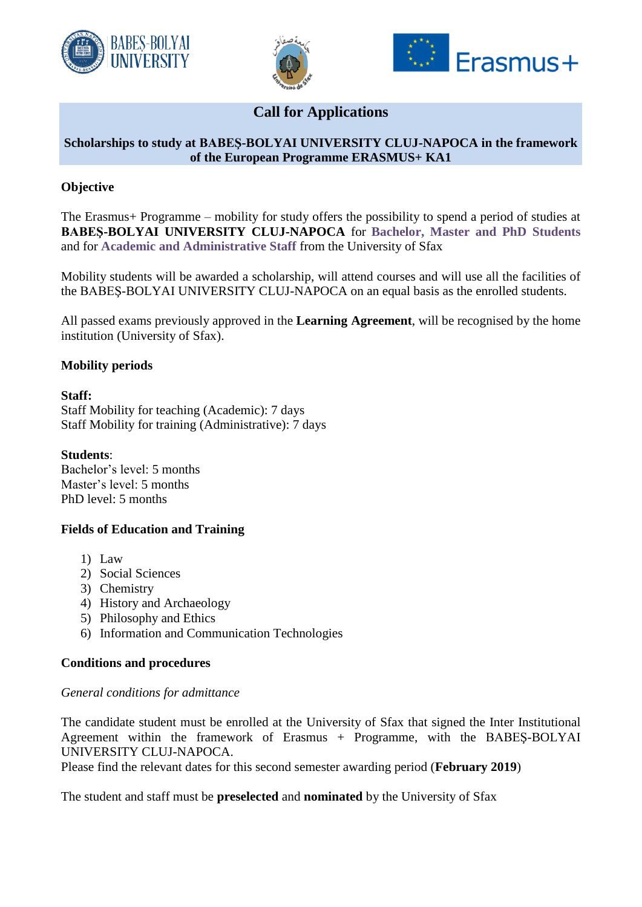# Call for Applications

**Scholarships to study at BABEŞ-BOLYAI UNIVERSITY CLUJ-NAPOCA in the framework of the European Programme ERASMUS+ KA1**

## Objective

The Erasmus+ Programme – mobility for study offers the possibility to spend a period of studies at **BABEŞ-BOLYAI UNIVERSITY CLUJ-NAPOCA** for **Bachelor, Master and PhD Students** and for **Academic and Administrative Staff** from the University of Sfax

Mobility students will be awarded a scholarship, will attend courses and will use all the facilities of the BABEŞ-BOLYAI UNIVERSITY CLUJ-NAPOCA on an equal basis as the enrolled students.

All passed exams previously approved in the **Learning Agreement**, will be recognised by the home institution (University of Sfax).

## Mobility periods

**Staff:**
Staff Mobility for teaching (Academic): 7 days
Staff Mobility for training (Administrative): 7 days

**Students**:
Bachelor's level: 5 months
Master's level: 5 months
PhD level: 5 months

## Fields of Education and Training

1) Law
2) Social Sciences
3) Chemistry
4) History and Archaeology
5) Philosophy and Ethics
6) Information and Communication Technologies

## Conditions and procedures

*General conditions for admittance*

The candidate student must be enrolled at the University of Sfax that signed the Inter Institutional Agreement within the framework of Erasmus + Programme, with the BABEŞ-BOLYAI UNIVERSITY CLUJ-NAPOCA.
Please find the relevant dates for this second semester awarding period (**February 2019**)

The student and staff must be **preselected** and **nominated** by the University of Sfax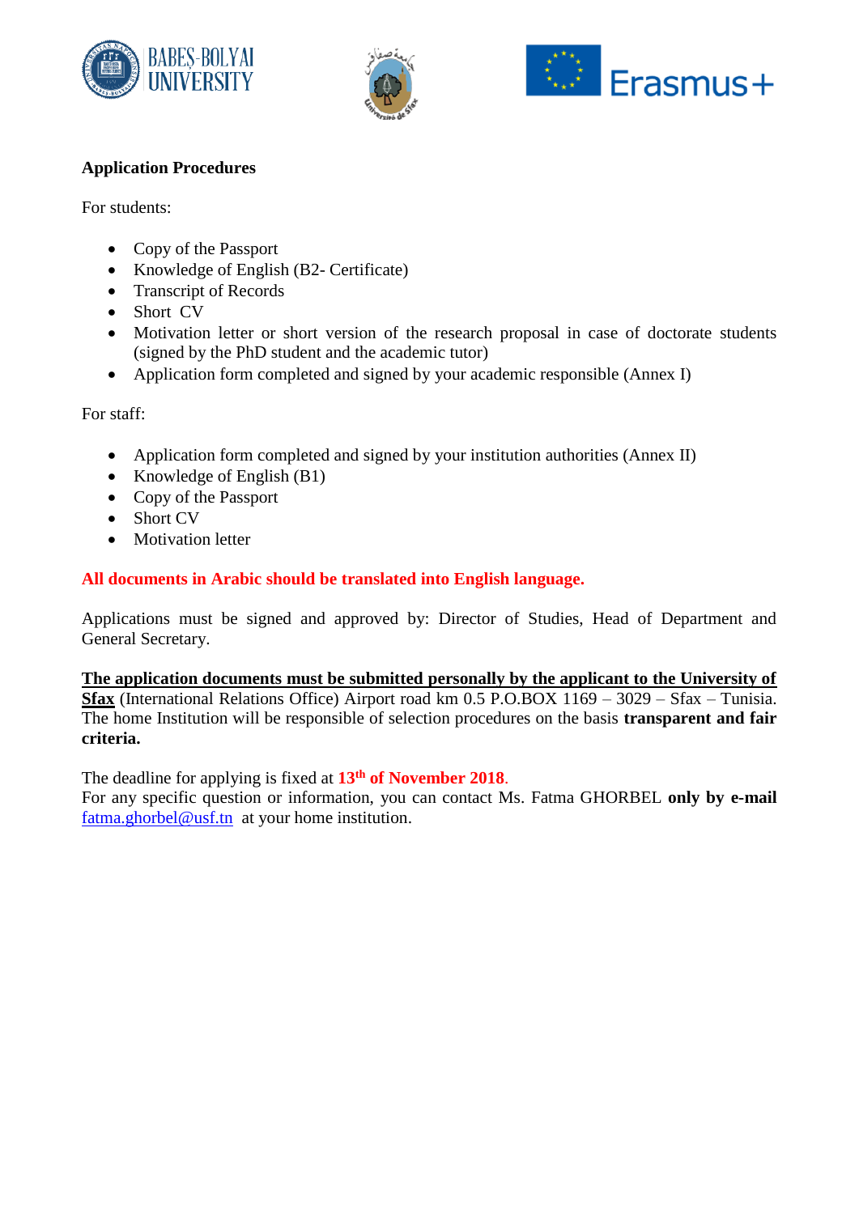**Application Procedures**

For students:

- Copy of the Passport
- Knowledge of English (B2- Certificate)
- Transcript of Records
- Short CV
- Motivation letter or short version of the research proposal in case of doctorate students (signed by the PhD student and the academic tutor)
- Application form completed and signed by your academic responsible (Annex I)

For staff:

- Application form completed and signed by your institution authorities (Annex II)
- Knowledge of English (B1)
- Copy of the Passport
- Short CV
- Motivation letter

**All documents in Arabic should be translated into English language.**

Applications must be signed and approved by: Director of Studies, Head of Department and General Secretary.

**The application documents must be submitted personally by the applicant to the University of Sfax** (International Relations Office) Airport road km 0.5 P.O.BOX 1169 – 3029 – Sfax – Tunisia. The home Institution will be responsible of selection procedures on the basis **transparent and fair criteria.**

The deadline for applying is fixed at **13th of November 2018**.
For any specific question or information, you can contact Ms. Fatma GHORBEL **only by e-mail** fatma.ghorbel@usf.tn at your home institution.